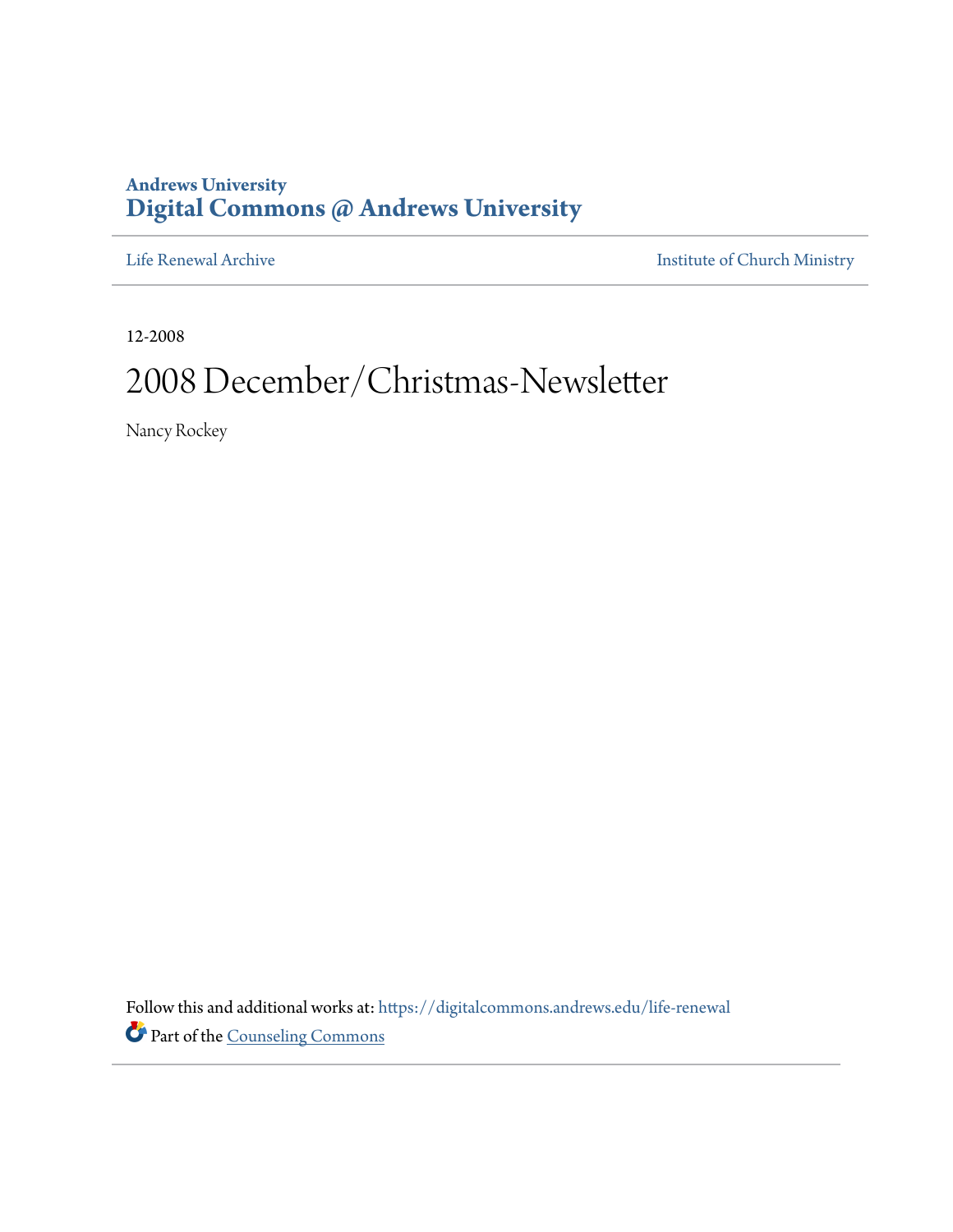**Andrews University**
**Digital Commons @ Andrews University**

Life Renewal Archive | Institute of Church Ministry

12-2008

# 2008 December/Christmas-Newsletter

Nancy Rockey

Follow this and additional works at: https://digitalcommons.andrews.edu/life-renewal

Part of the Counseling Commons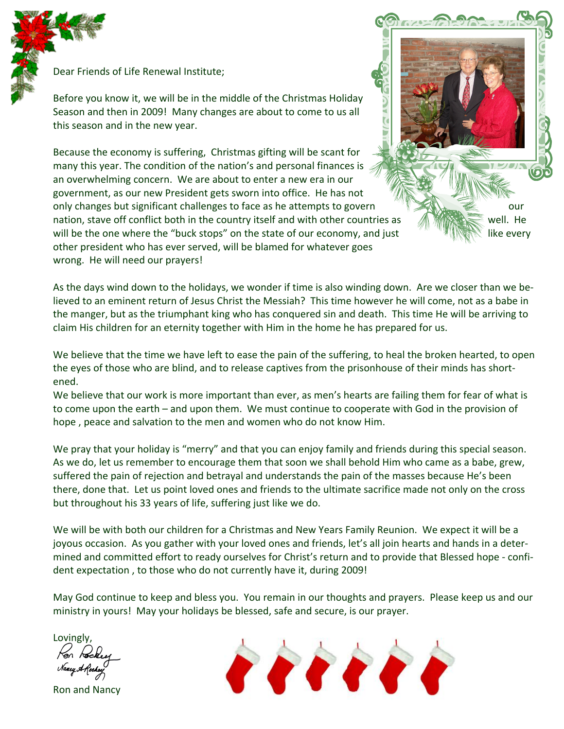Dear Friends of Life Renewal Institute;

Before you know it, we will be in the middle of the Christmas Holiday Season and then in 2009! Many changes are about to come to us all this season and in the new year.

Because the economy is suffering, Christmas gifting will be scant for many this year. The condition of the nation's and personal finances is an overwhelming concern. We are about to enter a new era in our government, as our new President gets sworn into office. He has not only changes but significant challenges to face as he attempts to govern our nation, stave off conflict both in the country itself and with other countries as well. He will be the one where the "buck stops" on the state of our economy, and just like every other president who has ever served, will be blamed for whatever goes wrong. He will need our prayers!

As the days wind down to the holidays, we wonder if time is also winding down. Are we closer than we believed to an eminent return of Jesus Christ the Messiah? This time however he will come, not as a babe in the manger, but as the triumphant king who has conquered sin and death. This time He will be arriving to claim His children for an eternity together with Him in the home he has prepared for us.

We believe that the time we have left to ease the pain of the suffering, to heal the broken hearted, to open the eyes of those who are blind, and to release captives from the prisonhouse of their minds has shortened.

We believe that our work is more important than ever, as men's hearts are failing them for fear of what is to come upon the earth – and upon them. We must continue to cooperate with God in the provision of hope , peace and salvation to the men and women who do not know Him.

We pray that your holiday is "merry" and that you can enjoy family and friends during this special season. As we do, let us remember to encourage them that soon we shall behold Him who came as a babe, grew, suffered the pain of rejection and betrayal and understands the pain of the masses because He's been there, done that. Let us point loved ones and friends to the ultimate sacrifice made not only on the cross but throughout his 33 years of life, suffering just like we do.

We will be with both our children for a Christmas and New Years Family Reunion. We expect it will be a joyous occasion. As you gather with your loved ones and friends, let's all join hearts and hands in a determined and committed effort to ready ourselves for Christ's return and to provide that Blessed hope - confident expectation , to those who do not currently have it, during 2009!

May God continue to keep and bless you. You remain in our thoughts and prayers. Please keep us and our ministry in yours! May your holidays be blessed, safe and secure, is our prayer.

Lovingly,

Ron Rockey
Nancy A Rockey

Ron and Nancy